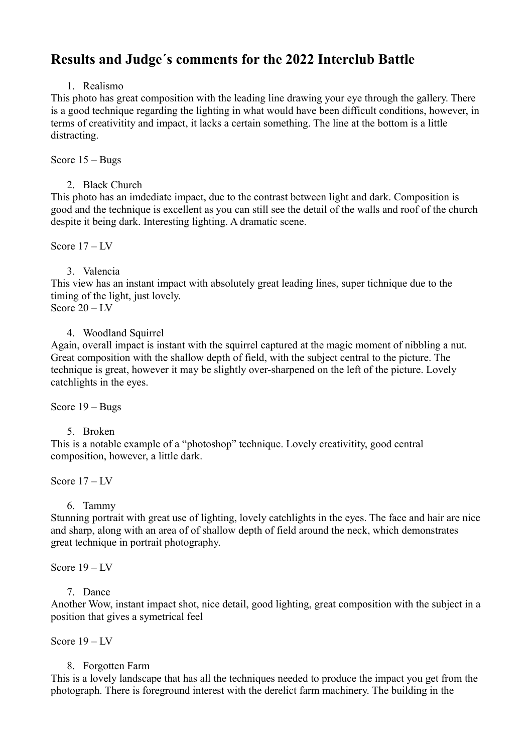# Results and Judge´s comments for the 2022 Interclub Battle

1. Realismo

This photo has great composition with the leading line drawing your eye through the gallery. There is a good technique regarding the lighting in what would have been difficult conditions, however, in terms of creativitity and impact, it lacks a certain something. The line at the bottom is a little distracting.

Score 15 – Bugs

2. Black Church

This photo has an imdediate impact, due to the contrast between light and dark. Composition is good and the technique is excellent as you can still see the detail of the walls and roof of the church despite it being dark. Interesting lighting. A dramatic scene.

Score 17 – LV

3. Valencia

This view has an instant impact with absolutely great leading lines, super tichnique due to the timing of the light, just lovely.
Score 20 – LV

4. Woodland Squirrel

Again, overall impact is instant with the squirrel captured at the magic moment of nibbling a nut. Great composition with the shallow depth of field, with the subject central to the picture. The technique is great, however it may be slightly over-sharpened on the left of the picture. Lovely catchlights in the eyes.

Score 19 – Bugs

5. Broken

This is a notable example of a "photoshop" technique. Lovely creativitity, good central composition, however, a little dark.

Score 17 – LV

6. Tammy

Stunning portrait with great use of lighting, lovely catchlights in the eyes. The face and hair are nice and sharp, along with an area of of shallow depth of field around the neck, which demonstrates great technique in portrait photography.

Score 19 – LV

7. Dance

Another Wow, instant impact shot, nice detail, good lighting, great composition with the subject in a position that gives a symetrical feel

Score 19 – LV

8. Forgotten Farm

This is a lovely landscape that has all the techniques needed to produce the impact you get from the photograph. There is foreground interest with the derelict farm machinery. The building in the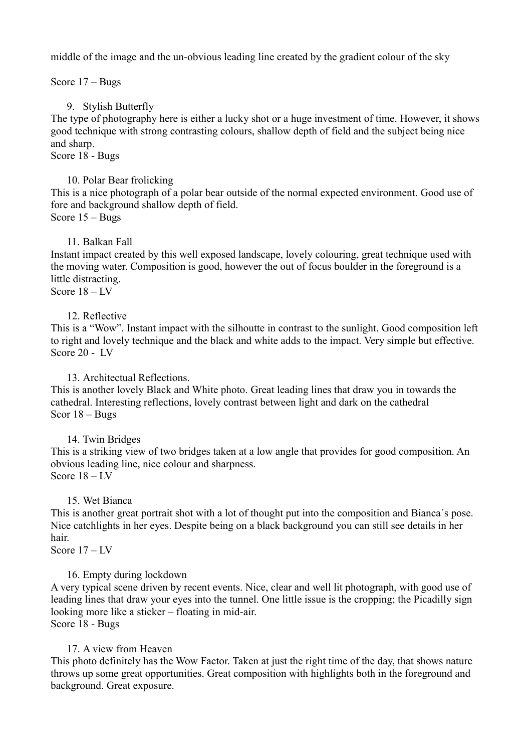middle of the image and the un-obvious leading line created by the gradient colour of the sky

Score 17 – Bugs

9. Stylish Butterfly

The type of photography here is either a lucky shot or a huge investment of time. However, it shows good technique with strong contrasting colours, shallow depth of field and the subject being nice and sharp.
Score 18 - Bugs

10. Polar Bear frolicking

This is a nice photograph of a polar bear outside of the normal expected environment. Good use of fore and background shallow depth of field.
Score 15 – Bugs

11. Balkan Fall

Instant impact created by this well exposed landscape, lovely colouring, great technique used with the moving water. Composition is good, however the out of focus boulder in the foreground is a little distracting.
Score 18 – LV

12. Reflective

This is a "Wow". Instant impact with the silhoutte in contrast to the sunlight. Good composition left to right and lovely technique and the black and white adds to the impact. Very simple but effective.
Score 20 - LV

13. Architectual Reflections.

This is another lovely Black and White photo. Great leading lines that draw you in towards the cathedral. Interesting reflections, lovely contrast between light and dark on the cathedral
Scor 18 – Bugs

14. Twin Bridges

This is a striking view of two bridges taken at a low angle that provides for good composition. An obvious leading line, nice colour and sharpness.
Score 18 – LV

15. Wet Bianca

This is another great portrait shot with a lot of thought put into the composition and Bianca´s pose. Nice catchlights in her eyes. Despite being on a black background you can still see details in her hair.
Score 17 – LV

16. Empty during lockdown

A very typical scene driven by recent events. Nice, clear and well lit photograph, with good use of leading lines that draw your eyes into the tunnel. One little issue is the cropping; the Picadilly sign looking more like a sticker – floating in mid-air.
Score 18 - Bugs

17. A view from Heaven

This photo definitely has the Wow Factor. Taken at just the right time of the day, that shows nature throws up some great opportunities. Great composition with highlights both in the foreground and background. Great exposure.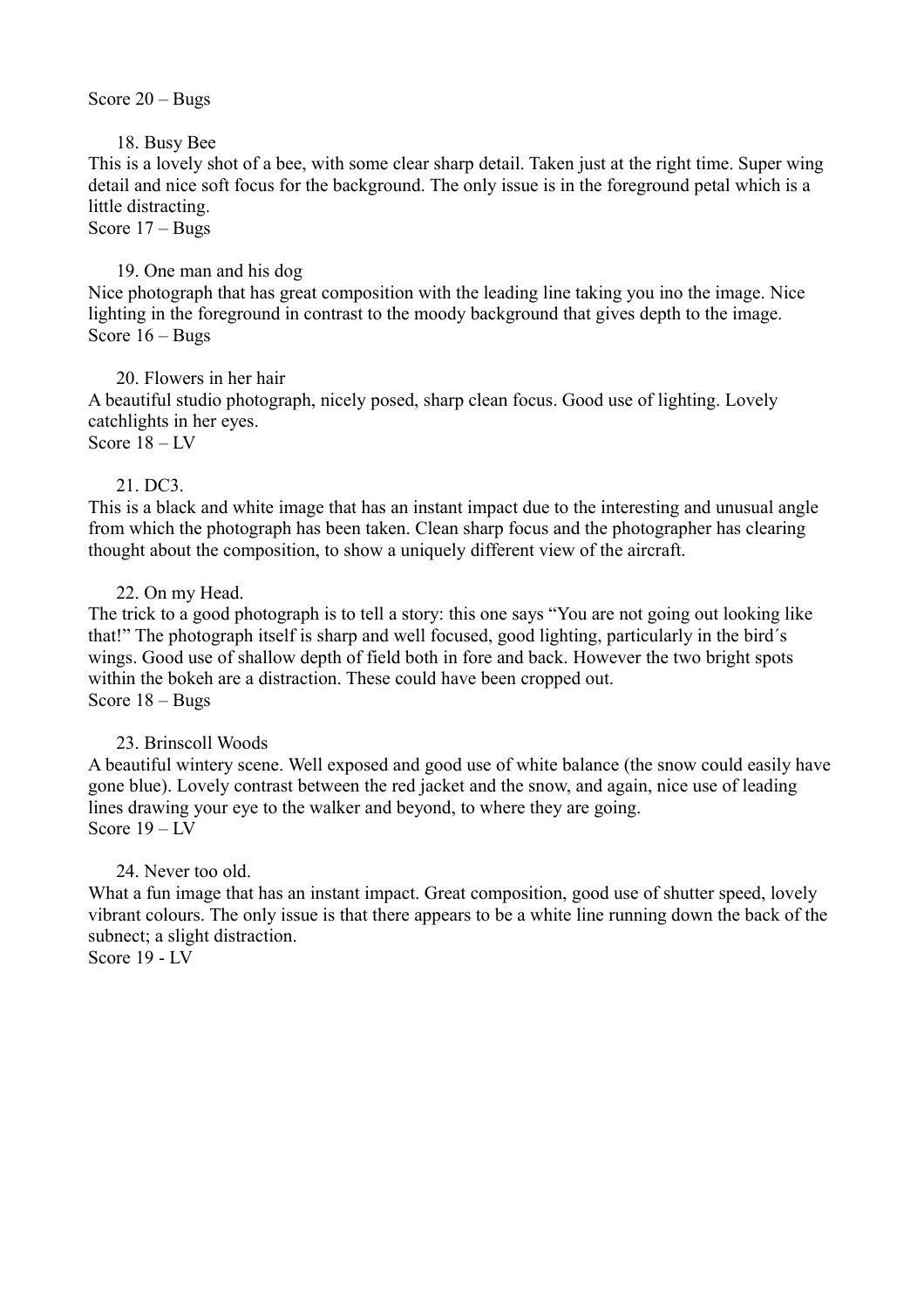Score 20 – Bugs

18. Busy Bee

This is a lovely shot of a bee, with some clear sharp detail. Taken just at the right time. Super wing detail and nice soft focus for the background. The only issue is in the foreground petal which is a little distracting.
Score 17 – Bugs

19. One man and his dog

Nice photograph that has great composition with the leading line taking you ino the image. Nice lighting in the foreground in contrast to the moody background that gives depth to the image.
Score 16 – Bugs

20. Flowers in her hair

A beautiful studio photograph, nicely posed, sharp clean focus. Good use of lighting. Lovely catchlights in her eyes.
Score 18 – LV

21. DC3.

This is a black and white image that has an instant impact due to the interesting and unusual angle from which the photograph has been taken. Clean sharp focus and the photographer has clearing thought about the composition, to show a uniquely different view of the aircraft.

22. On my Head.

The trick to a good photograph is to tell a story: this one says "You are not going out looking like that!" The photograph itself is sharp and well focused, good lighting, particularly in the bird´s wings. Good use of shallow depth of field both in fore and back. However the two bright spots within the bokeh are a distraction. These could have been cropped out.
Score 18 – Bugs

23. Brinscoll Woods

A beautiful wintery scene. Well exposed and good use of white balance (the snow could easily have gone blue). Lovely contrast between the red jacket and the snow, and again, nice use of leading lines drawing your eye to the walker and beyond, to where they are going.
Score 19 – LV

24. Never too old.

What a fun image that has an instant impact. Great composition, good use of shutter speed, lovely vibrant colours. The only issue is that there appears to be a white line running down the back of the subnect; a slight distraction.
Score 19 - LV